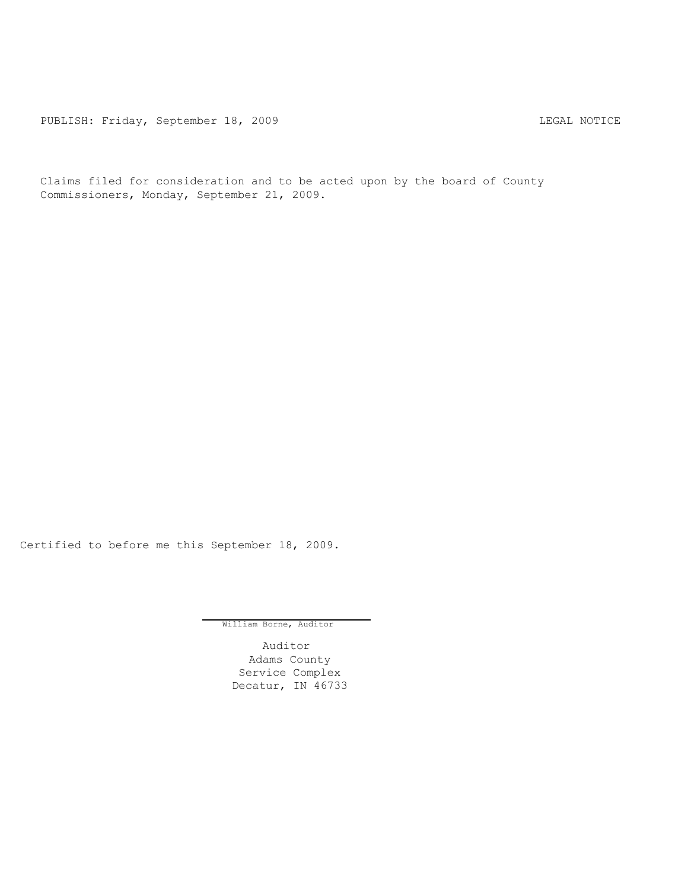PUBLISH: Friday, September 18, 2009 LEGAL NOTICE

Claims filed for consideration and to be acted upon by the board of County Commissioners, Monday, September 21, 2009.

Certified to before me this September 18, 2009.

William Borne, Auditor

Auditor
Adams County
Service Complex
Decatur, IN 46733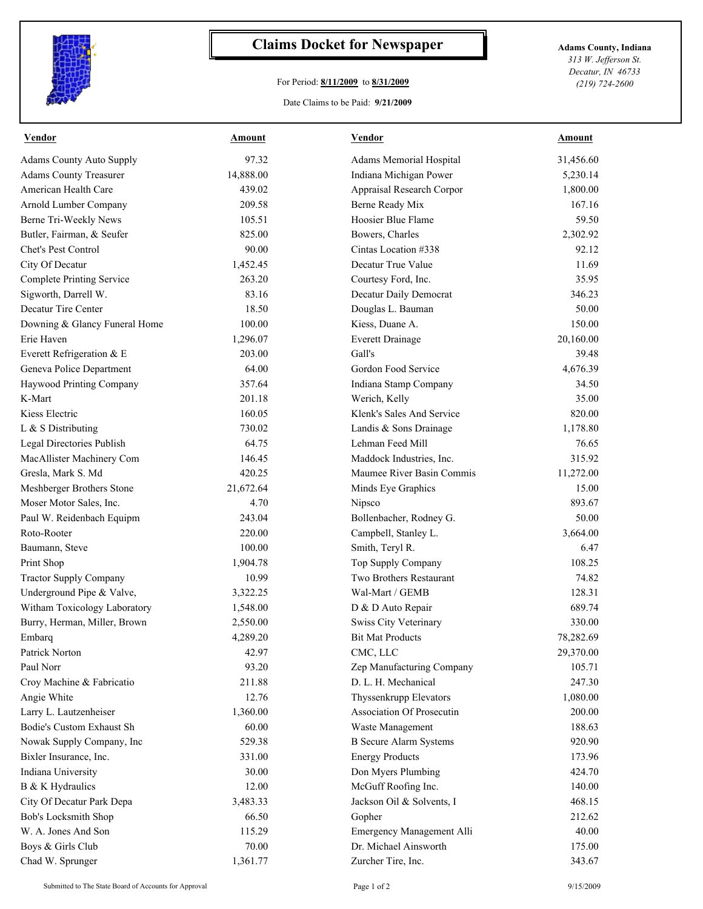# Claims Docket for Newspaper

For Period: **8/11/2009** to **8/31/2009**

Date Claims to be Paid: **9/21/2009**

**Adams County, Indiana**
*313 W. Jefferson St.*
*Decatur, IN 46733*
*(219) 724-2600*

| Vendor | Amount | Vendor | Amount |
|---|---|---|---|
| Adams County Auto Supply | 97.32 | Adams Memorial Hospital | 31,456.60 |
| Adams County Treasurer | 14,888.00 | Indiana Michigan Power | 5,230.14 |
| American Health Care | 439.02 | Appraisal Research Corpor | 1,800.00 |
| Arnold Lumber Company | 209.58 | Berne Ready Mix | 167.16 |
| Berne Tri-Weekly News | 105.51 | Hoosier Blue Flame | 59.50 |
| Butler, Fairman, & Seufer | 825.00 | Bowers, Charles | 2,302.92 |
| Chet's Pest Control | 90.00 | Cintas Location #338 | 92.12 |
| City Of Decatur | 1,452.45 | Decatur True Value | 11.69 |
| Complete Printing Service | 263.20 | Courtesy Ford, Inc. | 35.95 |
| Sigworth, Darrell W. | 83.16 | Decatur Daily Democrat | 346.23 |
| Decatur Tire Center | 18.50 | Douglas L. Bauman | 50.00 |
| Downing & Glancy Funeral Home | 100.00 | Kiess, Duane A. | 150.00 |
| Erie Haven | 1,296.07 | Everett Drainage | 20,160.00 |
| Everett Refrigeration & E | 203.00 | Gall's | 39.48 |
| Geneva Police Department | 64.00 | Gordon Food Service | 4,676.39 |
| Haywood Printing Company | 357.64 | Indiana Stamp Company | 34.50 |
| K-Mart | 201.18 | Werich, Kelly | 35.00 |
| Kiess Electric | 160.05 | Klenk's Sales And Service | 820.00 |
| L & S Distributing | 730.02 | Landis & Sons Drainage | 1,178.80 |
| Legal Directories Publish | 64.75 | Lehman Feed Mill | 76.65 |
| MacAllister Machinery Com | 146.45 | Maddock Industries, Inc. | 315.92 |
| Gresla, Mark S. Md | 420.25 | Maumee River Basin Commis | 11,272.00 |
| Meshberger Brothers Stone | 21,672.64 | Minds Eye Graphics | 15.00 |
| Moser Motor Sales, Inc. | 4.70 | Nipsco | 893.67 |
| Paul W. Reidenbach Equipm | 243.04 | Bollenbacher, Rodney G. | 50.00 |
| Roto-Rooter | 220.00 | Campbell, Stanley L. | 3,664.00 |
| Baumann, Steve | 100.00 | Smith, Teryl R. | 6.47 |
| Print Shop | 1,904.78 | Top Supply Company | 108.25 |
| Tractor Supply Company | 10.99 | Two Brothers Restaurant | 74.82 |
| Underground Pipe & Valve, | 3,322.25 | Wal-Mart / GEMB | 128.31 |
| Witham Toxicology Laboratory | 1,548.00 | D & D Auto Repair | 689.74 |
| Burry, Herman, Miller, Brown | 2,550.00 | Swiss City Veterinary | 330.00 |
| Embarq | 4,289.20 | Bit Mat Products | 78,282.69 |
| Patrick Norton | 42.97 | CMC, LLC | 29,370.00 |
| Paul Norr | 93.20 | Zep Manufacturing Company | 105.71 |
| Croy Machine & Fabricatio | 211.88 | D. L. H. Mechanical | 247.30 |
| Angie White | 12.76 | Thyssenkrupp Elevators | 1,080.00 |
| Larry L. Lautzenheiser | 1,360.00 | Association Of Prosecutin | 200.00 |
| Bodie's Custom Exhaust Sh | 60.00 | Waste Management | 188.63 |
| Nowak Supply Company, Inc | 529.38 | B Secure Alarm Systems | 920.90 |
| Bixler Insurance, Inc. | 331.00 | Energy Products | 173.96 |
| Indiana University | 30.00 | Don Myers Plumbing | 424.70 |
| B & K Hydraulics | 12.00 | McGuff Roofing Inc. | 140.00 |
| City Of Decatur Park Depa | 3,483.33 | Jackson Oil & Solvents, I | 468.15 |
| Bob's Locksmith Shop | 66.50 | Gopher | 212.62 |
| W. A. Jones And Son | 115.29 | Emergency Management Alli | 40.00 |
| Boys & Girls Club | 70.00 | Dr. Michael Ainsworth | 175.00 |
| Chad W. Sprunger | 1,361.77 | Zurcher Tire, Inc. | 343.67 |

Submitted to The State Board of Accounts for Approval

9/15/2009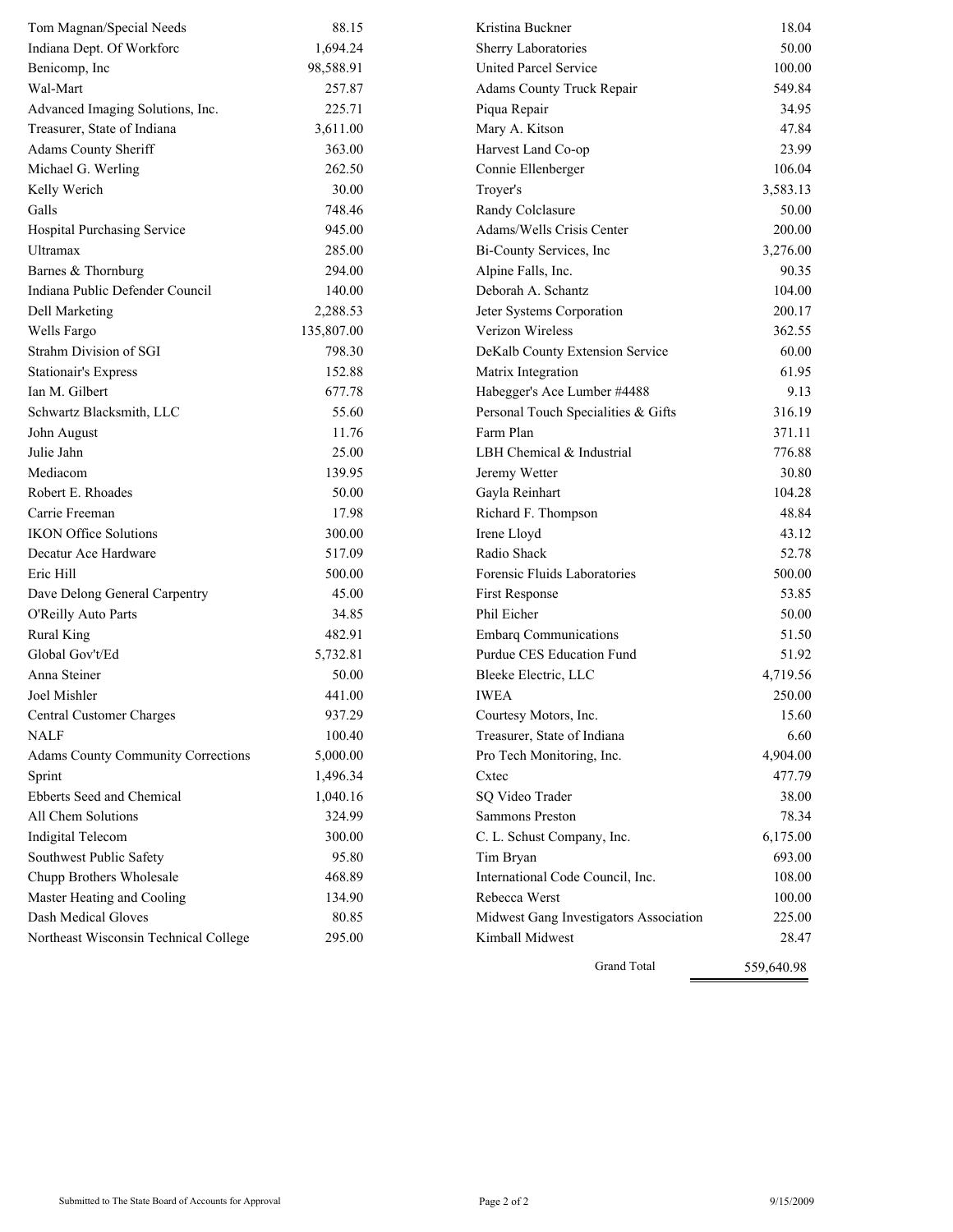| | |
|---|---|
| Tom Magnan/Special Needs | 88.15 |
| Indiana Dept. Of Workforc | 1,694.24 |
| Benicomp, Inc | 98,588.91 |
| Wal-Mart | 257.87 |
| Advanced Imaging Solutions, Inc. | 225.71 |
| Treasurer, State of Indiana | 3,611.00 |
| Adams County Sheriff | 363.00 |
| Michael G. Werling | 262.50 |
| Kelly Werich | 30.00 |
| Galls | 748.46 |
| Hospital Purchasing Service | 945.00 |
| Ultramax | 285.00 |
| Barnes & Thornburg | 294.00 |
| Indiana Public Defender Council | 140.00 |
| Dell Marketing | 2,288.53 |
| Wells Fargo | 135,807.00 |
| Strahm Division of SGI | 798.30 |
| Stationair's Express | 152.88 |
| Ian M. Gilbert | 677.78 |
| Schwartz Blacksmith, LLC | 55.60 |
| John August | 11.76 |
| Julie Jahn | 25.00 |
| Mediacom | 139.95 |
| Robert E. Rhoades | 50.00 |
| Carrie Freeman | 17.98 |
| IKON Office Solutions | 300.00 |
| Decatur Ace Hardware | 517.09 |
| Eric Hill | 500.00 |
| Dave Delong General Carpentry | 45.00 |
| O'Reilly Auto Parts | 34.85 |
| Rural King | 482.91 |
| Global Gov't/Ed | 5,732.81 |
| Anna Steiner | 50.00 |
| Joel Mishler | 441.00 |
| Central Customer Charges | 937.29 |
| NALF | 100.40 |
| Adams County Community Corrections | 5,000.00 |
| Sprint | 1,496.34 |
| Ebberts Seed and Chemical | 1,040.16 |
| All Chem Solutions | 324.99 |
| Indigital Telecom | 300.00 |
| Southwest Public Safety | 95.80 |
| Chupp Brothers Wholesale | 468.89 |
| Master Heating and Cooling | 134.90 |
| Dash Medical Gloves | 80.85 |
| Northeast Wisconsin Technical College | 295.00 |
| Kristina Buckner | 18.04 |
| Sherry Laboratories | 50.00 |
| United Parcel Service | 100.00 |
| Adams County Truck Repair | 549.84 |
| Piqua Repair | 34.95 |
| Mary A. Kitson | 47.84 |
| Harvest Land Co-op | 23.99 |
| Connie Ellenberger | 106.04 |
| Troyer's | 3,583.13 |
| Randy Colclasure | 50.00 |
| Adams/Wells Crisis Center | 200.00 |
| Bi-County Services, Inc | 3,276.00 |
| Alpine Falls, Inc. | 90.35 |
| Deborah A. Schantz | 104.00 |
| Jeter Systems Corporation | 200.17 |
| Verizon Wireless | 362.55 |
| DeKalb County Extension Service | 60.00 |
| Matrix Integration | 61.95 |
| Habegger's Ace Lumber #4488 | 9.13 |
| Personal Touch Specialities & Gifts | 316.19 |
| Farm Plan | 371.11 |
| LBH Chemical & Industrial | 776.88 |
| Jeremy Wetter | 30.80 |
| Gayla Reinhart | 104.28 |
| Richard F. Thompson | 48.84 |
| Irene Lloyd | 43.12 |
| Radio Shack | 52.78 |
| Forensic Fluids Laboratories | 500.00 |
| First Response | 53.85 |
| Phil Eicher | 50.00 |
| Embarq Communications | 51.50 |
| Purdue CES Education Fund | 51.92 |
| Bleeke Electric, LLC | 4,719.56 |
| IWEA | 250.00 |
| Courtesy Motors, Inc. | 15.60 |
| Treasurer, State of Indiana | 6.60 |
| Pro Tech Monitoring, Inc. | 4,904.00 |
| Cxtec | 477.79 |
| SQ Video Trader | 38.00 |
| Sammons Preston | 78.34 |
| C. L. Schust Company, Inc. | 6,175.00 |
| Tim Bryan | 693.00 |
| International Code Council, Inc. | 108.00 |
| Rebecca Werst | 100.00 |
| Midwest Gang Investigators Association | 225.00 |
| Kimball Midwest | 28.47 |
| Grand Total | 559,640.98 |

Submitted to The State Board of Accounts for Approval

9/15/2009